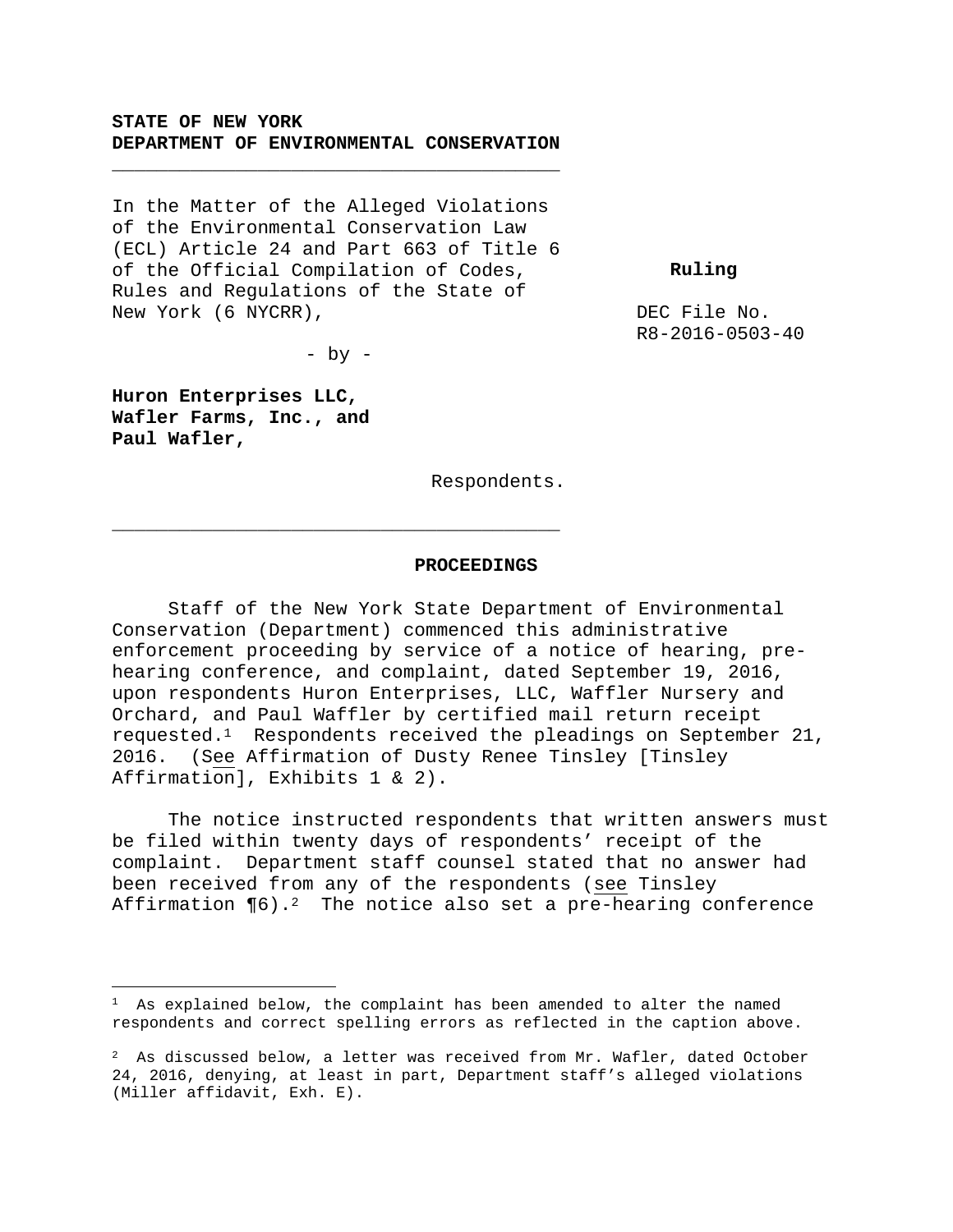**STATE OF NEW YORK**
**DEPARTMENT OF ENVIRONMENTAL CONSERVATION**

---

In the Matter of the Alleged Violations of the Environmental Conservation Law (ECL) Article 24 and Part 663 of Title 6 of the Official Compilation of Codes, Rules and Regulations of the State of New York (6 NYCRR),

- by -

**Huron Enterprises LLC,**
**Wafler Farms, Inc., and**
**Paul Wafler,**

Respondents.

---

**Ruling**

DEC File No.
R8-2016-0503-40

## PROCEEDINGS

Staff of the New York State Department of Environmental Conservation (Department) commenced this administrative enforcement proceeding by service of a notice of hearing, pre-hearing conference, and complaint, dated September 19, 2016, upon respondents Huron Enterprises, LLC, Waffler Nursery and Orchard, and Paul Waffler by certified mail return receipt requested.[1] Respondents received the pleadings on September 21, 2016. (See Affirmation of Dusty Renee Tinsley [Tinsley Affirmation], Exhibits 1 & 2).

The notice instructed respondents that written answers must be filed within twenty days of respondents' receipt of the complaint. Department staff counsel stated that no answer had been received from any of the respondents (see Tinsley Affirmation ¶6).[2] The notice also set a pre-hearing conference

---

[1] As explained below, the complaint has been amended to alter the named respondents and correct spelling errors as reflected in the caption above.

[2] As discussed below, a letter was received from Mr. Wafler, dated October 24, 2016, denying, at least in part, Department staff's alleged violations (Miller affidavit, Exh. E).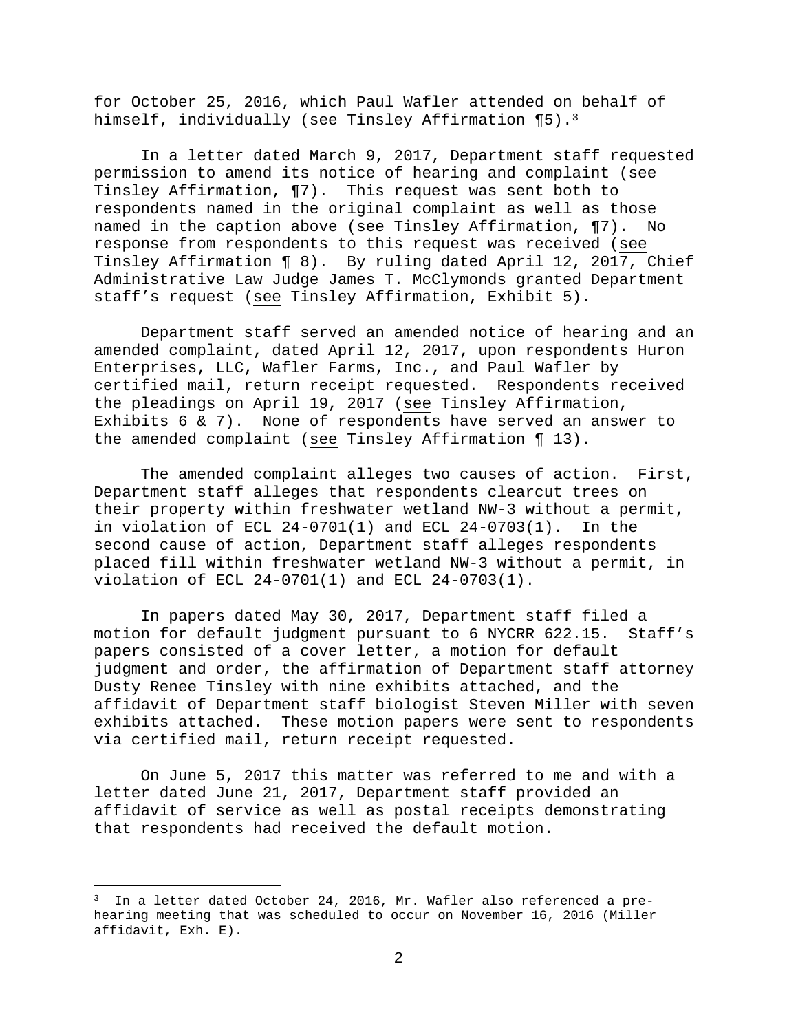for October 25, 2016, which Paul Wafler attended on behalf of himself, individually (see Tinsley Affirmation ¶5).[3]

In a letter dated March 9, 2017, Department staff requested permission to amend its notice of hearing and complaint (see Tinsley Affirmation, ¶7). This request was sent both to respondents named in the original complaint as well as those named in the caption above (see Tinsley Affirmation, ¶7). No response from respondents to this request was received (see Tinsley Affirmation ¶ 8). By ruling dated April 12, 2017, Chief Administrative Law Judge James T. McClymonds granted Department staff's request (see Tinsley Affirmation, Exhibit 5).

Department staff served an amended notice of hearing and an amended complaint, dated April 12, 2017, upon respondents Huron Enterprises, LLC, Wafler Farms, Inc., and Paul Wafler by certified mail, return receipt requested. Respondents received the pleadings on April 19, 2017 (see Tinsley Affirmation, Exhibits 6 & 7). None of respondents have served an answer to the amended complaint (see Tinsley Affirmation ¶ 13).

The amended complaint alleges two causes of action. First, Department staff alleges that respondents clearcut trees on their property within freshwater wetland NW-3 without a permit, in violation of ECL 24-0701(1) and ECL 24-0703(1). In the second cause of action, Department staff alleges respondents placed fill within freshwater wetland NW-3 without a permit, in violation of ECL 24-0701(1) and ECL 24-0703(1).

In papers dated May 30, 2017, Department staff filed a motion for default judgment pursuant to 6 NYCRR 622.15. Staff's papers consisted of a cover letter, a motion for default judgment and order, the affirmation of Department staff attorney Dusty Renee Tinsley with nine exhibits attached, and the affidavit of Department staff biologist Steven Miller with seven exhibits attached. These motion papers were sent to respondents via certified mail, return receipt requested.

On June 5, 2017 this matter was referred to me and with a letter dated June 21, 2017, Department staff provided an affidavit of service as well as postal receipts demonstrating that respondents had received the default motion.

---

[3] In a letter dated October 24, 2016, Mr. Wafler also referenced a pre-hearing meeting that was scheduled to occur on November 16, 2016 (Miller affidavit, Exh. E).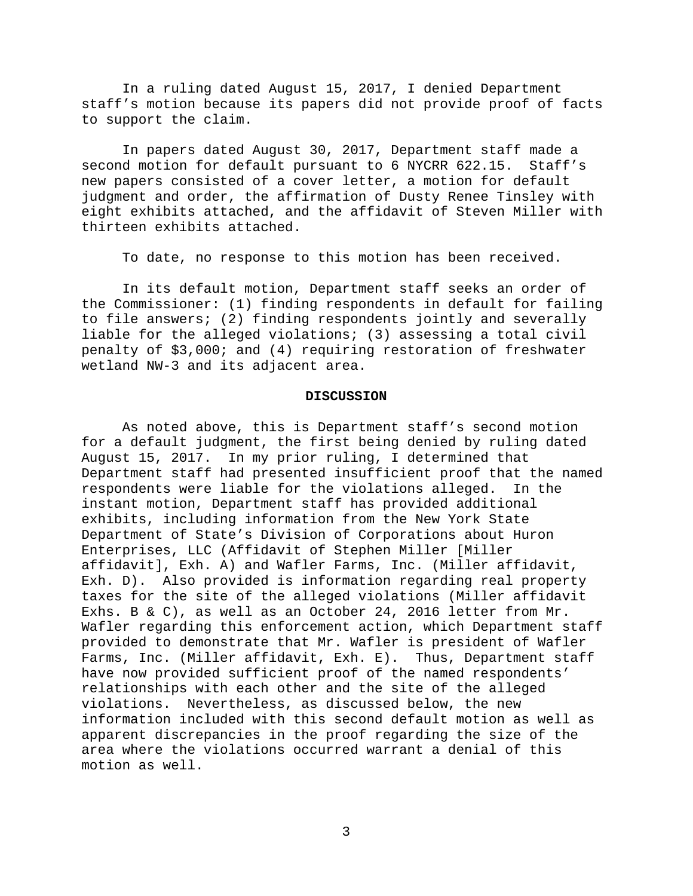In a ruling dated August 15, 2017, I denied Department staff's motion because its papers did not provide proof of facts to support the claim.

In papers dated August 30, 2017, Department staff made a second motion for default pursuant to 6 NYCRR 622.15. Staff's new papers consisted of a cover letter, a motion for default judgment and order, the affirmation of Dusty Renee Tinsley with eight exhibits attached, and the affidavit of Steven Miller with thirteen exhibits attached.

To date, no response to this motion has been received.

In its default motion, Department staff seeks an order of the Commissioner: (1) finding respondents in default for failing to file answers; (2) finding respondents jointly and severally liable for the alleged violations; (3) assessing a total civil penalty of $3,000; and (4) requiring restoration of freshwater wetland NW-3 and its adjacent area.

**DISCUSSION**

As noted above, this is Department staff's second motion for a default judgment, the first being denied by ruling dated August 15, 2017. In my prior ruling, I determined that Department staff had presented insufficient proof that the named respondents were liable for the violations alleged. In the instant motion, Department staff has provided additional exhibits, including information from the New York State Department of State's Division of Corporations about Huron Enterprises, LLC (Affidavit of Stephen Miller [Miller affidavit], Exh. A) and Wafler Farms, Inc. (Miller affidavit, Exh. D). Also provided is information regarding real property taxes for the site of the alleged violations (Miller affidavit Exhs. B & C), as well as an October 24, 2016 letter from Mr. Wafler regarding this enforcement action, which Department staff provided to demonstrate that Mr. Wafler is president of Wafler Farms, Inc. (Miller affidavit, Exh. E). Thus, Department staff have now provided sufficient proof of the named respondents' relationships with each other and the site of the alleged violations. Nevertheless, as discussed below, the new information included with this second default motion as well as apparent discrepancies in the proof regarding the size of the area where the violations occurred warrant a denial of this motion as well.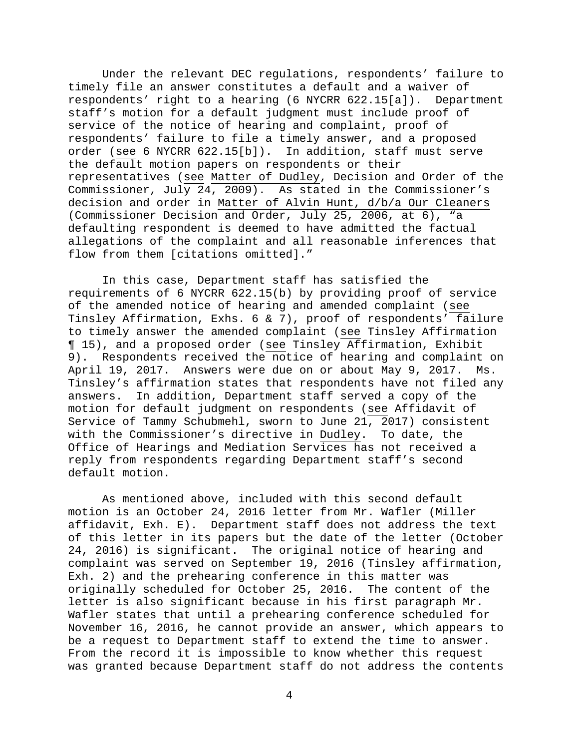Under the relevant DEC regulations, respondents' failure to timely file an answer constitutes a default and a waiver of respondents' right to a hearing (6 NYCRR 622.15[a]). Department staff's motion for a default judgment must include proof of service of the notice of hearing and complaint, proof of respondents' failure to file a timely answer, and a proposed order (see 6 NYCRR 622.15[b]). In addition, staff must serve the default motion papers on respondents or their representatives (see Matter of Dudley, Decision and Order of the Commissioner, July 24, 2009). As stated in the Commissioner's decision and order in Matter of Alvin Hunt, d/b/a Our Cleaners (Commissioner Decision and Order, July 25, 2006, at 6), "a defaulting respondent is deemed to have admitted the factual allegations of the complaint and all reasonable inferences that flow from them [citations omitted]."

In this case, Department staff has satisfied the requirements of 6 NYCRR 622.15(b) by providing proof of service of the amended notice of hearing and amended complaint (see Tinsley Affirmation, Exhs. 6 & 7), proof of respondents' failure to timely answer the amended complaint (see Tinsley Affirmation ¶ 15), and a proposed order (see Tinsley Affirmation, Exhibit 9). Respondents received the notice of hearing and complaint on April 19, 2017. Answers were due on or about May 9, 2017. Ms. Tinsley's affirmation states that respondents have not filed any answers. In addition, Department staff served a copy of the motion for default judgment on respondents (see Affidavit of Service of Tammy Schubmehl, sworn to June 21, 2017) consistent with the Commissioner's directive in Dudley. To date, the Office of Hearings and Mediation Services has not received a reply from respondents regarding Department staff's second default motion.

As mentioned above, included with this second default motion is an October 24, 2016 letter from Mr. Wafler (Miller affidavit, Exh. E). Department staff does not address the text of this letter in its papers but the date of the letter (October 24, 2016) is significant. The original notice of hearing and complaint was served on September 19, 2016 (Tinsley affirmation, Exh. 2) and the prehearing conference in this matter was originally scheduled for October 25, 2016. The content of the letter is also significant because in his first paragraph Mr. Wafler states that until a prehearing conference scheduled for November 16, 2016, he cannot provide an answer, which appears to be a request to Department staff to extend the time to answer. From the record it is impossible to know whether this request was granted because Department staff do not address the contents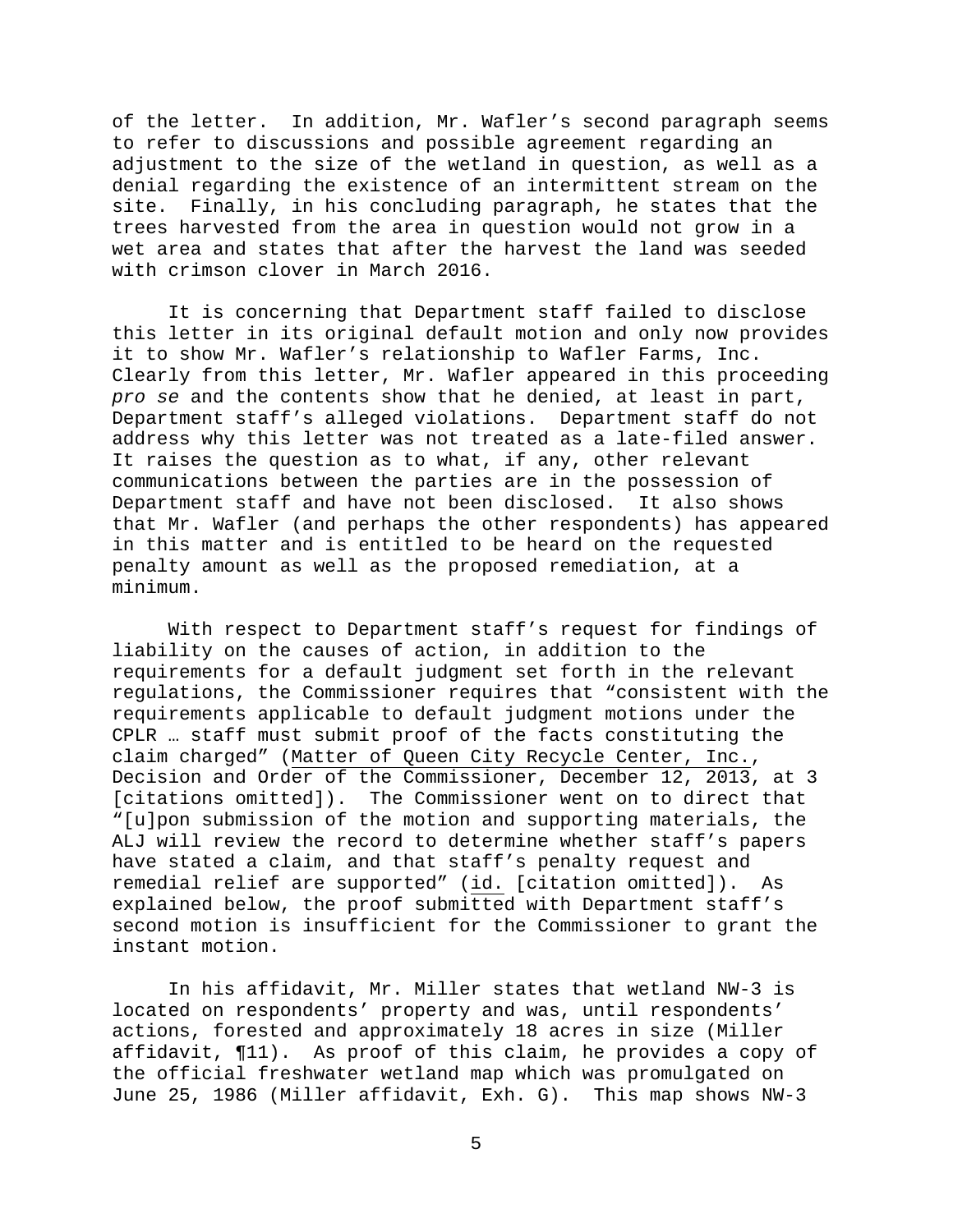of the letter. In addition, Mr. Wafler's second paragraph seems to refer to discussions and possible agreement regarding an adjustment to the size of the wetland in question, as well as a denial regarding the existence of an intermittent stream on the site. Finally, in his concluding paragraph, he states that the trees harvested from the area in question would not grow in a wet area and states that after the harvest the land was seeded with crimson clover in March 2016.

It is concerning that Department staff failed to disclose this letter in its original default motion and only now provides it to show Mr. Wafler's relationship to Wafler Farms, Inc. Clearly from this letter, Mr. Wafler appeared in this proceeding *pro se* and the contents show that he denied, at least in part, Department staff's alleged violations. Department staff do not address why this letter was not treated as a late-filed answer. It raises the question as to what, if any, other relevant communications between the parties are in the possession of Department staff and have not been disclosed. It also shows that Mr. Wafler (and perhaps the other respondents) has appeared in this matter and is entitled to be heard on the requested penalty amount as well as the proposed remediation, at a minimum.

With respect to Department staff's request for findings of liability on the causes of action, in addition to the requirements for a default judgment set forth in the relevant regulations, the Commissioner requires that "consistent with the requirements applicable to default judgment motions under the CPLR … staff must submit proof of the facts constituting the claim charged" (Matter of Queen City Recycle Center, Inc., Decision and Order of the Commissioner, December 12, 2013, at 3 [citations omitted]). The Commissioner went on to direct that "[u]pon submission of the motion and supporting materials, the ALJ will review the record to determine whether staff's papers have stated a claim, and that staff's penalty request and remedial relief are supported" (id. [citation omitted]). As explained below, the proof submitted with Department staff's second motion is insufficient for the Commissioner to grant the instant motion.

In his affidavit, Mr. Miller states that wetland NW-3 is located on respondents' property and was, until respondents' actions, forested and approximately 18 acres in size (Miller affidavit, ¶11). As proof of this claim, he provides a copy of the official freshwater wetland map which was promulgated on June 25, 1986 (Miller affidavit, Exh. G). This map shows NW-3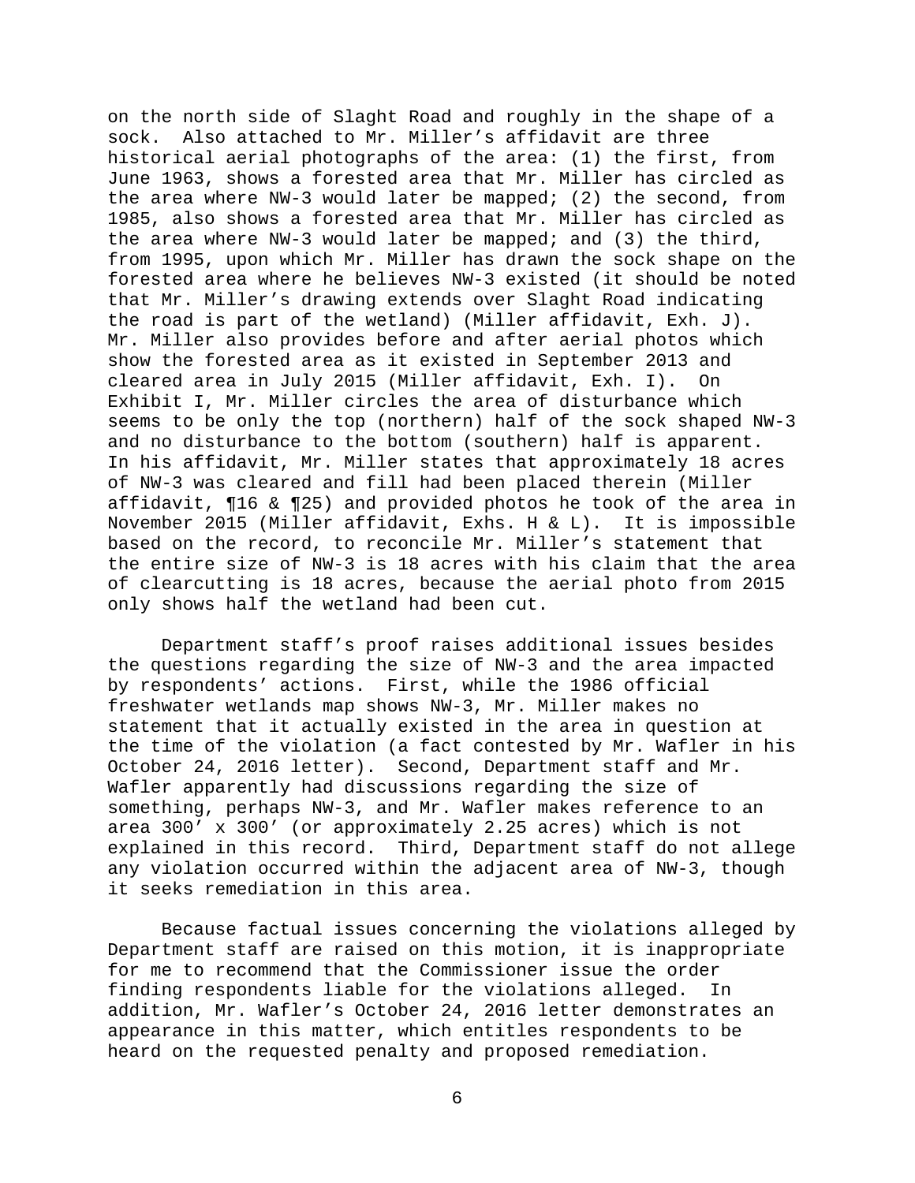on the north side of Slaght Road and roughly in the shape of a sock. Also attached to Mr. Miller's affidavit are three historical aerial photographs of the area: (1) the first, from June 1963, shows a forested area that Mr. Miller has circled as the area where NW-3 would later be mapped; (2) the second, from 1985, also shows a forested area that Mr. Miller has circled as the area where NW-3 would later be mapped; and (3) the third, from 1995, upon which Mr. Miller has drawn the sock shape on the forested area where he believes NW-3 existed (it should be noted that Mr. Miller's drawing extends over Slaght Road indicating the road is part of the wetland) (Miller affidavit, Exh. J). Mr. Miller also provides before and after aerial photos which show the forested area as it existed in September 2013 and cleared area in July 2015 (Miller affidavit, Exh. I). On Exhibit I, Mr. Miller circles the area of disturbance which seems to be only the top (northern) half of the sock shaped NW-3 and no disturbance to the bottom (southern) half is apparent. In his affidavit, Mr. Miller states that approximately 18 acres of NW-3 was cleared and fill had been placed therein (Miller affidavit, ¶16 & ¶25) and provided photos he took of the area in November 2015 (Miller affidavit, Exhs. H & L). It is impossible based on the record, to reconcile Mr. Miller's statement that the entire size of NW-3 is 18 acres with his claim that the area of clearcutting is 18 acres, because the aerial photo from 2015 only shows half the wetland had been cut.

Department staff's proof raises additional issues besides the questions regarding the size of NW-3 and the area impacted by respondents' actions. First, while the 1986 official freshwater wetlands map shows NW-3, Mr. Miller makes no statement that it actually existed in the area in question at the time of the violation (a fact contested by Mr. Wafler in his October 24, 2016 letter). Second, Department staff and Mr. Wafler apparently had discussions regarding the size of something, perhaps NW-3, and Mr. Wafler makes reference to an area 300' x 300' (or approximately 2.25 acres) which is not explained in this record. Third, Department staff do not allege any violation occurred within the adjacent area of NW-3, though it seeks remediation in this area.

Because factual issues concerning the violations alleged by Department staff are raised on this motion, it is inappropriate for me to recommend that the Commissioner issue the order finding respondents liable for the violations alleged. In addition, Mr. Wafler's October 24, 2016 letter demonstrates an appearance in this matter, which entitles respondents to be heard on the requested penalty and proposed remediation.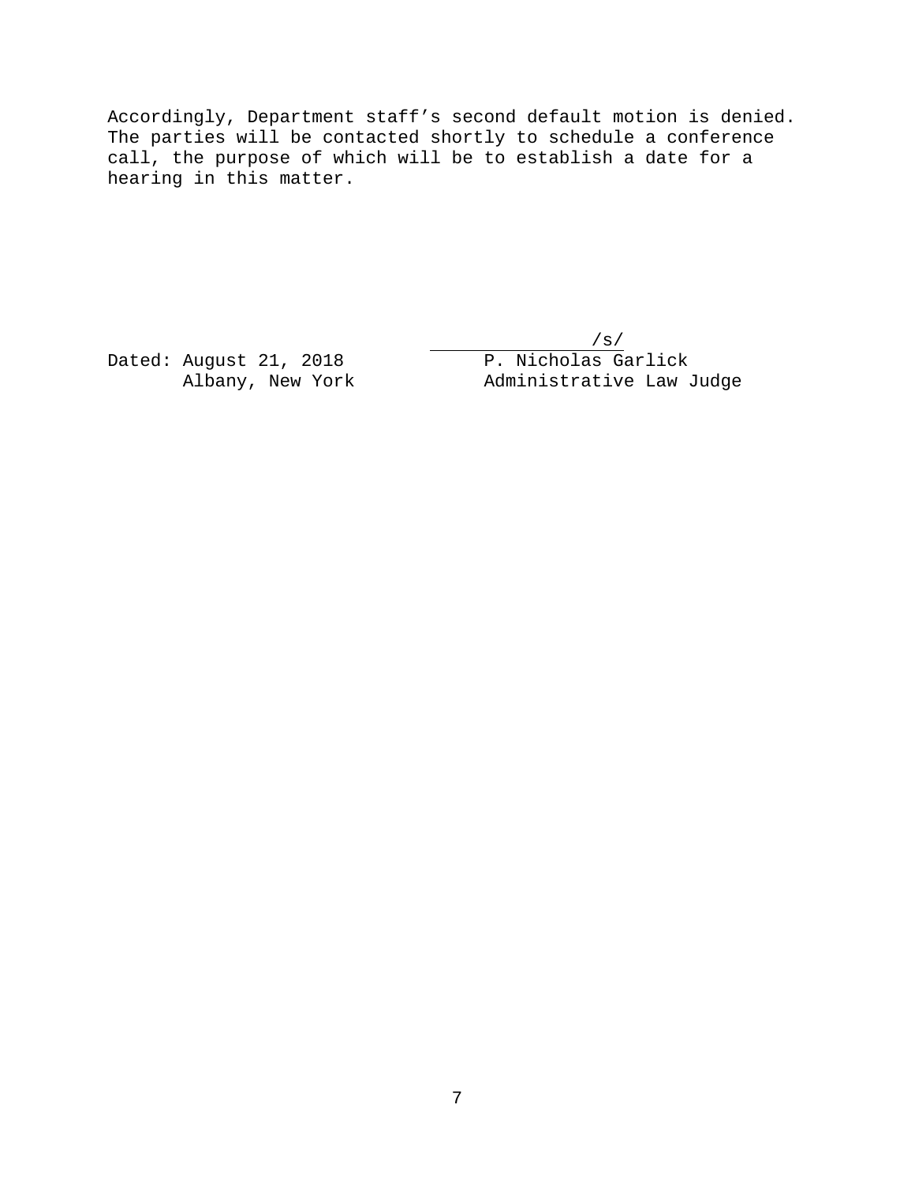Accordingly, Department staff's second default motion is denied. The parties will be contacted shortly to schedule a conference call, the purpose of which will be to establish a date for a hearing in this matter.

/s/  
P. Nicholas Garlick  
Administrative Law Judge

Dated: August 21, 2018  
Albany, New York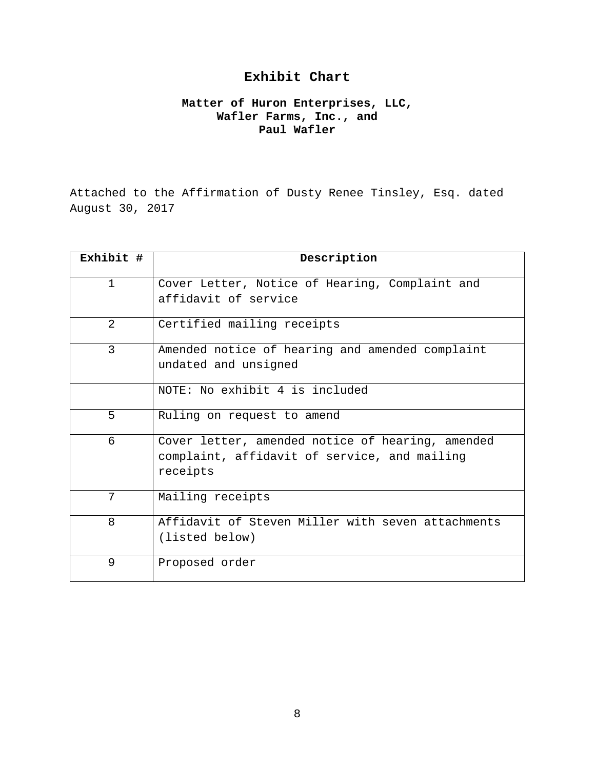# Exhibit Chart

## Matter of Huron Enterprises, LLC, Wafler Farms, Inc., and Paul Wafler

Attached to the Affirmation of Dusty Renee Tinsley, Esq. dated August 30, 2017

| Exhibit # | Description |
|---|---|
| 1 | Cover Letter, Notice of Hearing, Complaint and affidavit of service |
| 2 | Certified mailing receipts |
| 3 | Amended notice of hearing and amended complaint undated and unsigned |
| | NOTE: No exhibit 4 is included |
| 5 | Ruling on request to amend |
| 6 | Cover letter, amended notice of hearing, amended complaint, affidavit of service, and mailing receipts |
| 7 | Mailing receipts |
| 8 | Affidavit of Steven Miller with seven attachments (listed below) |
| 9 | Proposed order |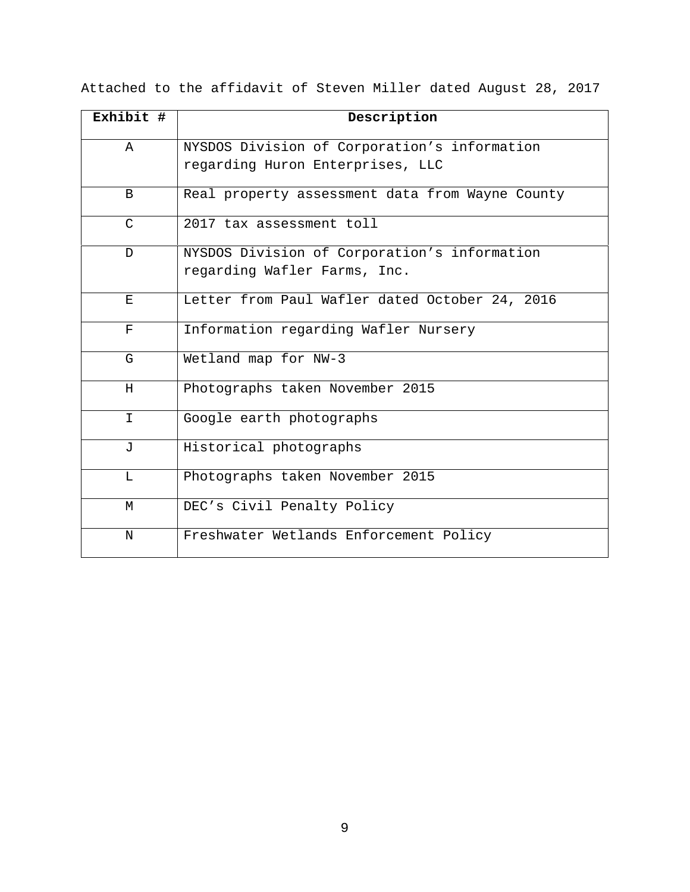Attached to the affidavit of Steven Miller dated August 28, 2017

| Exhibit # | Description |
|---|---|
| A | NYSDOS Division of Corporation's information regarding Huron Enterprises, LLC |
| B | Real property assessment data from Wayne County |
| C | 2017 tax assessment toll |
| D | NYSDOS Division of Corporation's information regarding Wafler Farms, Inc. |
| E | Letter from Paul Wafler dated October 24, 2016 |
| F | Information regarding Wafler Nursery |
| G | Wetland map for NW-3 |
| H | Photographs taken November 2015 |
| I | Google earth photographs |
| J | Historical photographs |
| L | Photographs taken November 2015 |
| M | DEC's Civil Penalty Policy |
| N | Freshwater Wetlands Enforcement Policy |